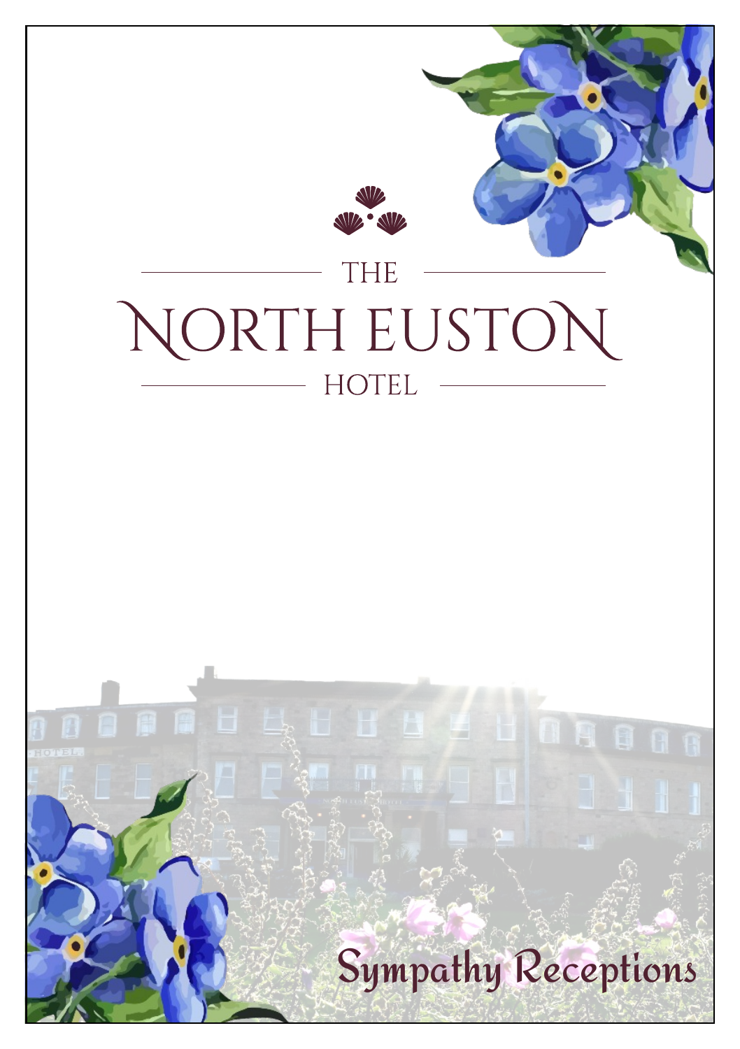THE

# NORTH EUSTON

HOTEL

## Sympathy Receptions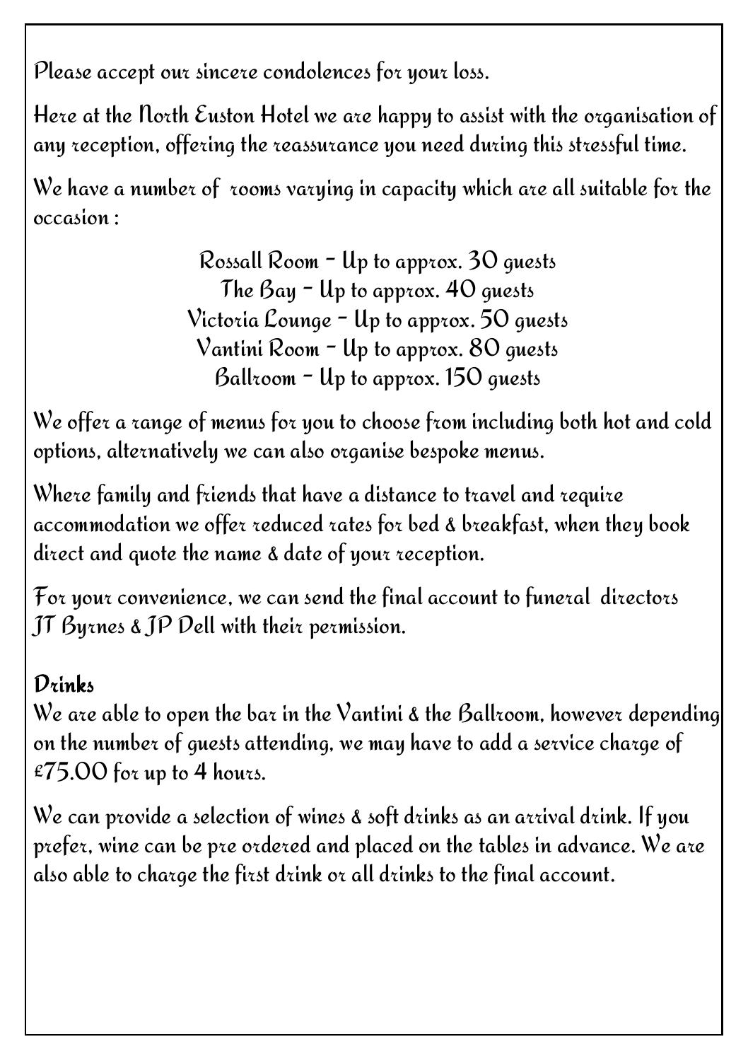Please accept our sincere condolences for your loss.

Here at the North Euston Hotel we are happy to assist with the organisation of any reception, offering the reassurance you need during this stressful time.

We have a number of rooms varying in capacity which are all suitable for the occasion :

Rossall Room - Up to approx. 30 guests
The Bay - Up to approx. 40 guests
Victoria Lounge - Up to approx. 50 guests
Vantini Room - Up to approx. 80 guests
Ballroom - Up to approx. 150 guests

We offer a range of menus for you to choose from including both hot and cold options, alternatively we can also organise bespoke menus.

Where family and friends that have a distance to travel and require accommodation we offer reduced rates for bed & breakfast, when they book direct and quote the name & date of your reception.

For your convenience, we can send the final account to funeral directors JT Byrnes & JP Dell with their permission.

## Drinks

We are able to open the bar in the Vantini & the Ballroom, however depending on the number of guests attending, we may have to add a service charge of £75.00 for up to 4 hours.

We can provide a selection of wines & soft drinks as an arrival drink. If you prefer, wine can be pre ordered and placed on the tables in advance. We are also able to charge the first drink or all drinks to the final account.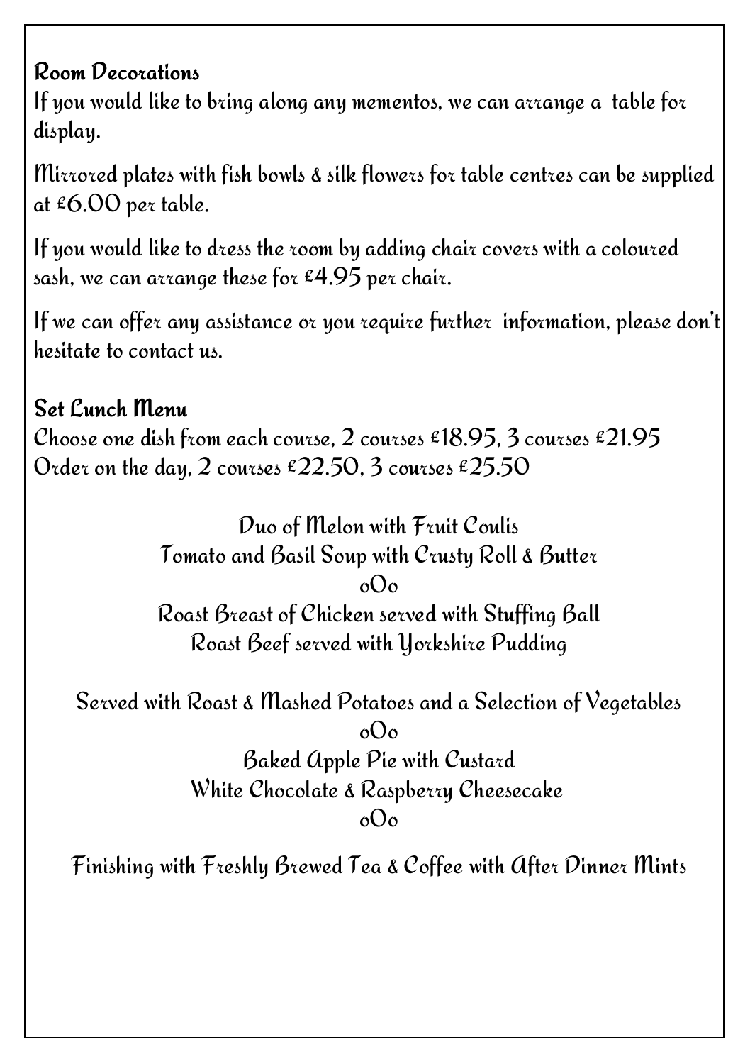## Room Decorations

If you would like to bring along any mementos, we can arrange a table for display.

Mirrored plates with fish bowls & silk flowers for table centres can be supplied at £6.00 per table.

If you would like to dress the room by adding chair covers with a coloured sash, we can arrange these for £4.95 per chair.

If we can offer any assistance or you require further information, please don't hesitate to contact us.

## Set Lunch Menu

Choose one dish from each course, 2 courses £18.95, 3 courses £21.95
Order on the day, 2 courses £22.50, 3 courses £25.50

Duo of Melon with Fruit Coulis
Tomato and Basil Soup with Crusty Roll & Butter

oOo

Roast Breast of Chicken served with Stuffing Ball
Roast Beef served with Yorkshire Pudding

Served with Roast & Mashed Potatoes and a Selection of Vegetables

oOo

Baked Apple Pie with Custard
White Chocolate & Raspberry Cheesecake

oOo

Finishing with Freshly Brewed Tea & Coffee with After Dinner Mints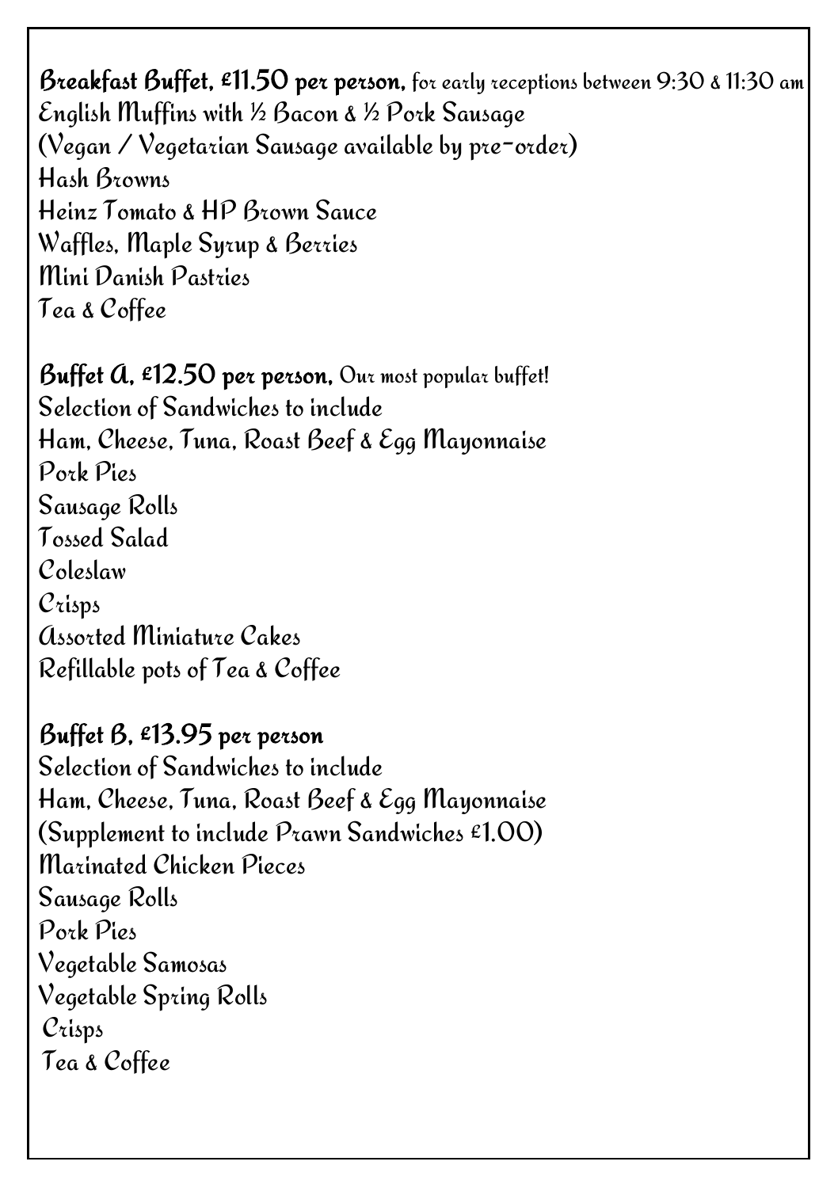**Breakfast Buffet, £11.50 per person,** for early receptions between 9:30 & 11:30 am
English Muffins with ½ Bacon & ½ Pork Sausage
(Vegan / Vegetarian Sausage available by pre-order)
Hash Browns
Heinz Tomato & HP Brown Sauce
Waffles, Maple Syrup & Berries
Mini Danish Pastries
Tea & Coffee

**Buffet A, £12.50 per person,** Our most popular buffet!
Selection of Sandwiches to include
Ham, Cheese, Tuna, Roast Beef & Egg Mayonnaise
Pork Pies
Sausage Rolls
Tossed Salad
Coleslaw
Crisps
Assorted Miniature Cakes
Refillable pots of Tea & Coffee

**Buffet B, £13.95 per person**
Selection of Sandwiches to include
Ham, Cheese, Tuna, Roast Beef & Egg Mayonnaise
(Supplement to include Prawn Sandwiches £1.00)
Marinated Chicken Pieces
Sausage Rolls
Pork Pies
Vegetable Samosas
Vegetable Spring Rolls
Crisps
Tea & Coffee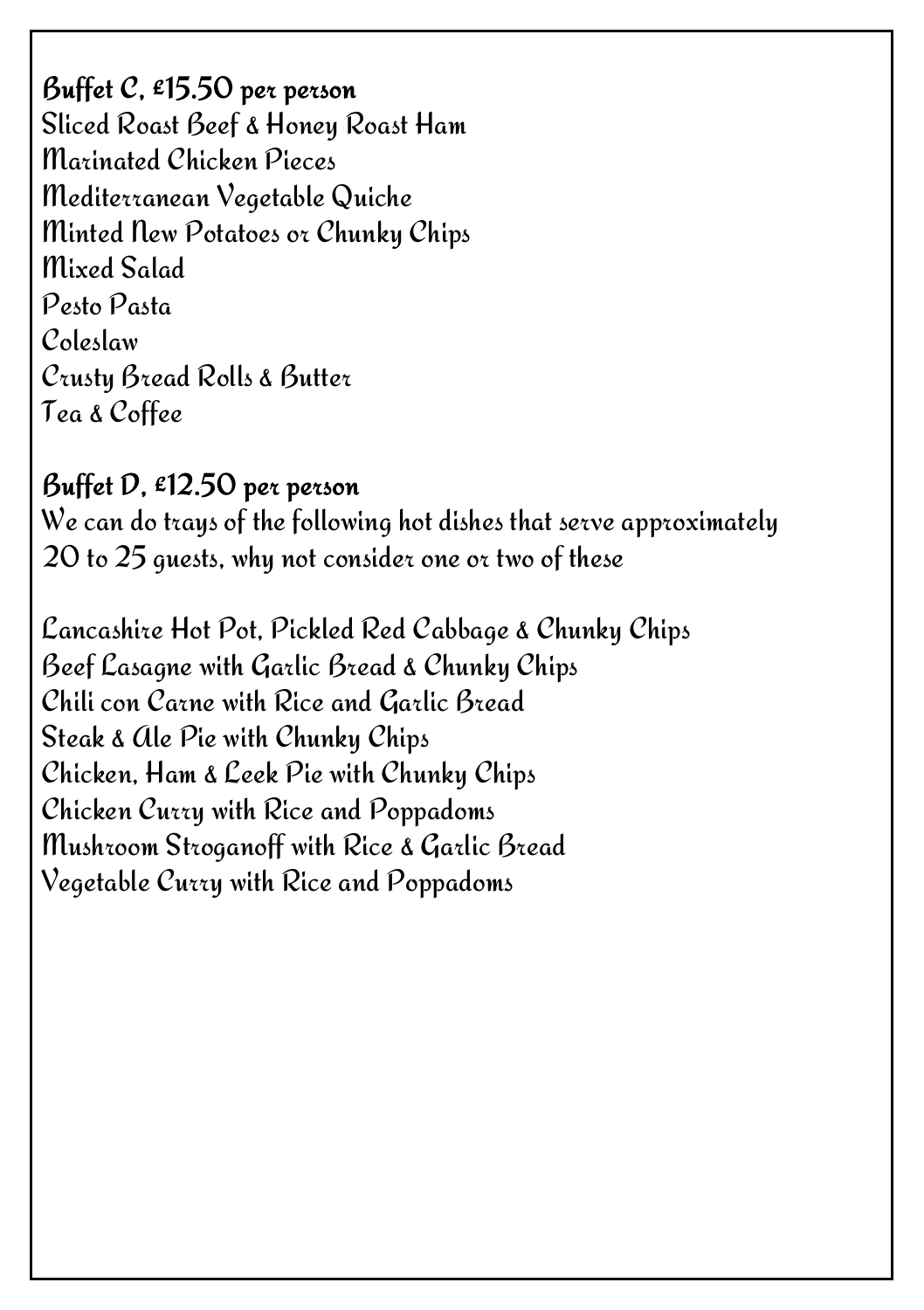**Buffet C, £15.50 per person**

Sliced Roast Beef & Honey Roast Ham
Marinated Chicken Pieces
Mediterranean Vegetable Quiche
Minted New Potatoes or Chunky Chips
Mixed Salad
Pesto Pasta
Coleslaw
Crusty Bread Rolls & Butter
Tea & Coffee

**Buffet D, £12.50 per person**

We can do trays of the following hot dishes that serve approximately 20 to 25 guests, why not consider one or two of these

Lancashire Hot Pot, Pickled Red Cabbage & Chunky Chips
Beef Lasagne with Garlic Bread & Chunky Chips
Chili con Carne with Rice and Garlic Bread
Steak & Ale Pie with Chunky Chips
Chicken, Ham & Leek Pie with Chunky Chips
Chicken Curry with Rice and Poppadoms
Mushroom Stroganoff with Rice & Garlic Bread
Vegetable Curry with Rice and Poppadoms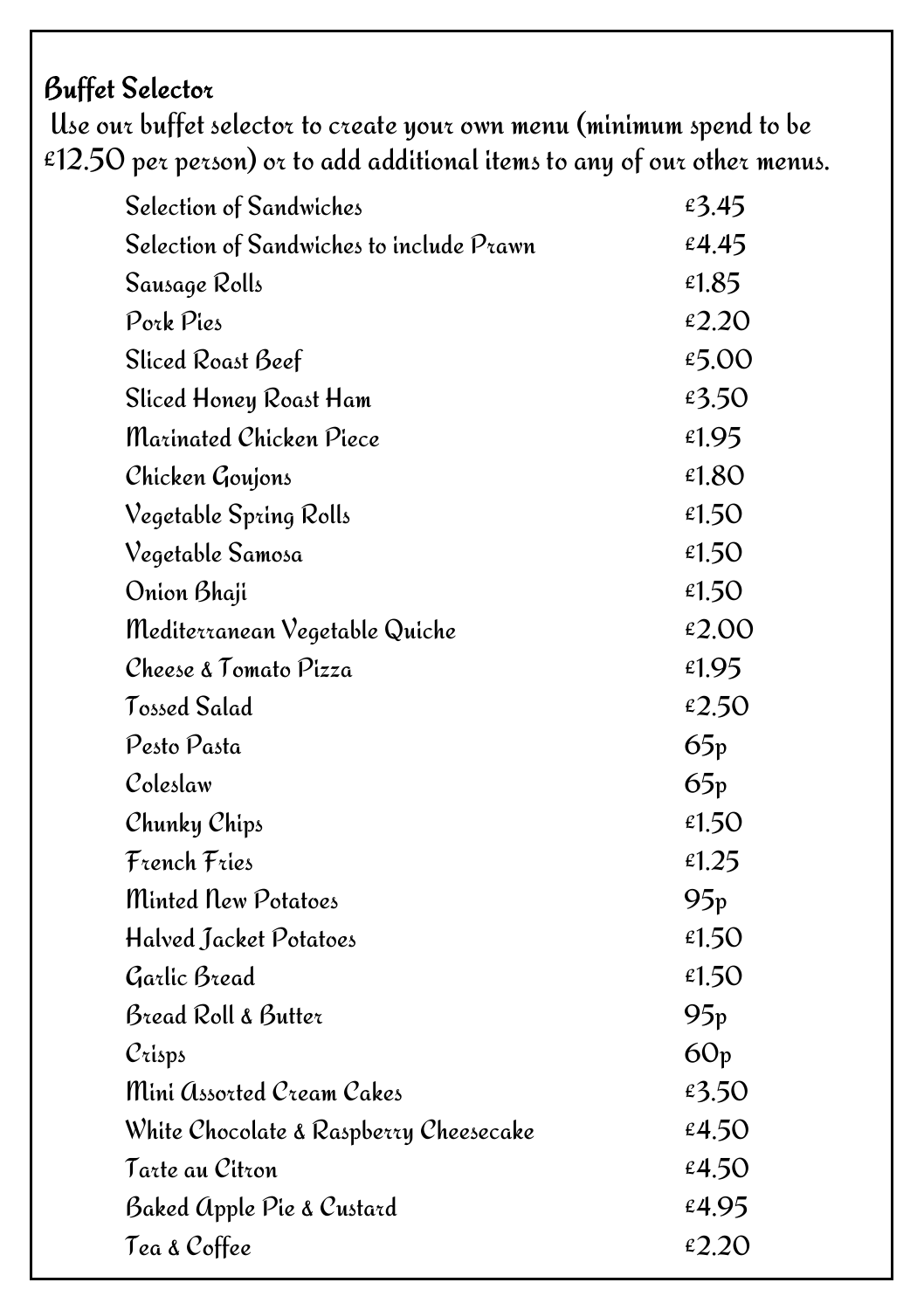## Buffet Selector

Use our buffet selector to create your own menu (minimum spend to be £12.50 per person) or to add additional items to any of our other menus.

| Item | Price |
|---|---|
| Selection of Sandwiches | £3.45 |
| Selection of Sandwiches to include Prawn | £4.45 |
| Sausage Rolls | £1.85 |
| Pork Pies | £2.20 |
| Sliced Roast Beef | £5.00 |
| Sliced Honey Roast Ham | £3.50 |
| Marinated Chicken Piece | £1.95 |
| Chicken Goujons | £1.80 |
| Vegetable Spring Rolls | £1.50 |
| Vegetable Samosa | £1.50 |
| Onion Bhaji | £1.50 |
| Mediterranean Vegetable Quiche | £2.00 |
| Cheese & Tomato Pizza | £1.95 |
| Tossed Salad | £2.50 |
| Pesto Pasta | 65p |
| Coleslaw | 65p |
| Chunky Chips | £1.50 |
| French Fries | £1.25 |
| Minted New Potatoes | 95p |
| Halved Jacket Potatoes | £1.50 |
| Garlic Bread | £1.50 |
| Bread Roll & Butter | 95p |
| Crisps | 60p |
| Mini Assorted Cream Cakes | £3.50 |
| White Chocolate & Raspberry Cheesecake | £4.50 |
| Tarte au Citron | £4.50 |
| Baked Apple Pie & Custard | £4.95 |
| Tea & Coffee | £2.20 |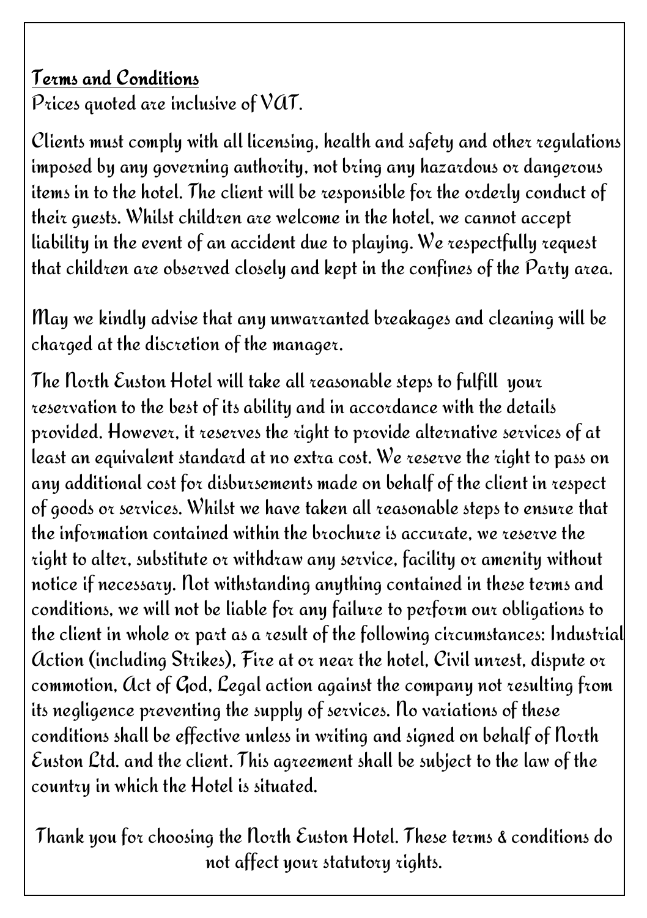**Terms and Conditions**

Prices quoted are inclusive of VAT.

Clients must comply with all licensing, health and safety and other regulations imposed by any governing authority, not bring any hazardous or dangerous items in to the hotel. The client will be responsible for the orderly conduct of their guests. Whilst children are welcome in the hotel, we cannot accept liability in the event of an accident due to playing. We respectfully request that children are observed closely and kept in the confines of the Party area.

May we kindly advise that any unwarranted breakages and cleaning will be charged at the discretion of the manager.

The North Euston Hotel will take all reasonable steps to fulfill your reservation to the best of its ability and in accordance with the details provided. However, it reserves the right to provide alternative services of at least an equivalent standard at no extra cost. We reserve the right to pass on any additional cost for disbursements made on behalf of the client in respect of goods or services. Whilst we have taken all reasonable steps to ensure that the information contained within the brochure is accurate, we reserve the right to alter, substitute or withdraw any service, facility or amenity without notice if necessary. Not withstanding anything contained in these terms and conditions, we will not be liable for any failure to perform our obligations to the client in whole or part as a result of the following circumstances: Industrial Action (including Strikes), Fire at or near the hotel, Civil unrest, dispute or commotion, Act of God, Legal action against the company not resulting from its negligence preventing the supply of services. No variations of these conditions shall be effective unless in writing and signed on behalf of North Euston Ltd. and the client. This agreement shall be subject to the law of the country in which the Hotel is situated.

Thank you for choosing the North Euston Hotel. These terms & conditions do not affect your statutory rights.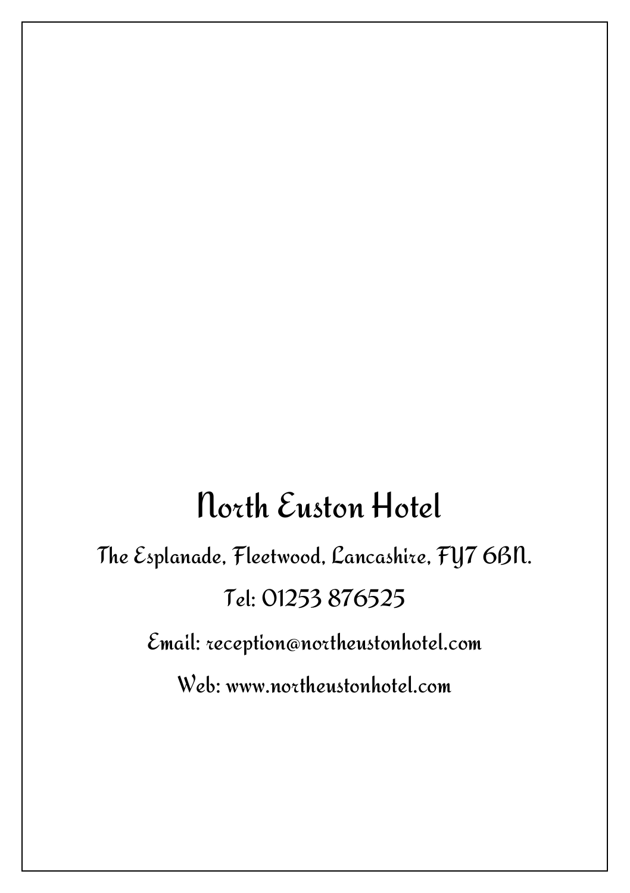# North Euston Hotel

The Esplanade, Fleetwood, Lancashire, FY7 6BN.

Tel: 01253 876525

Email: reception@northeustonhotel.com

Web: www.northeustonhotel.com